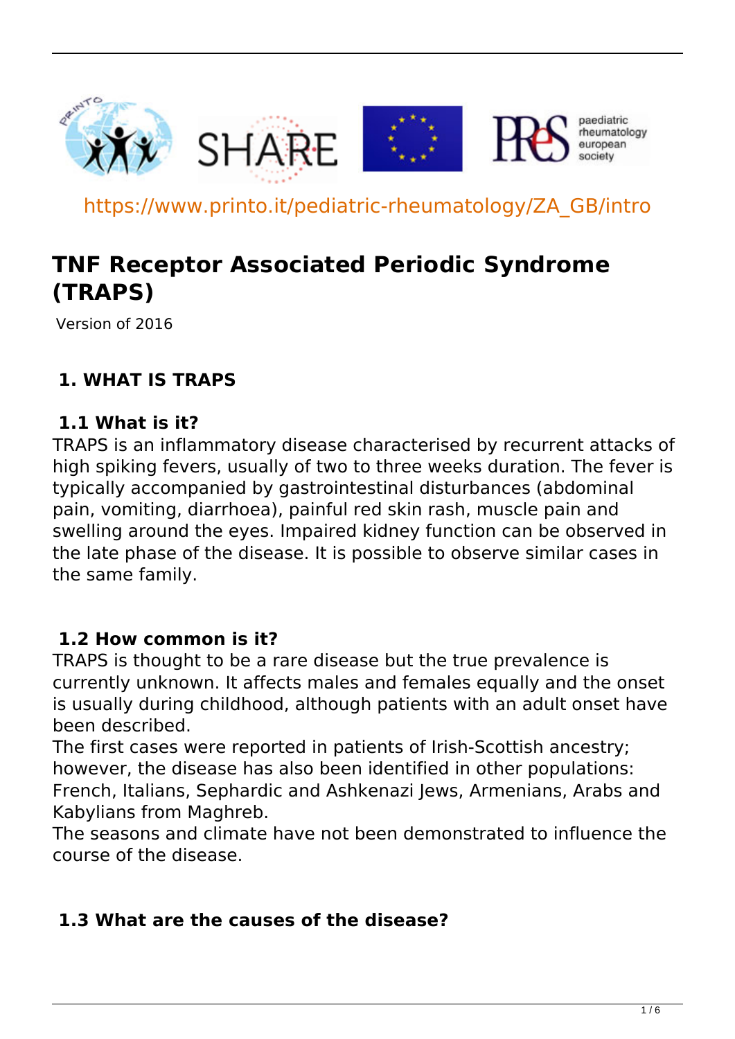https://www.printo.it/pediatric-rheumatology/ZA_GB/intro

# TNF Receptor Associated Periodic Syndrome (TRAPS)

Version of 2016

## 1. WHAT IS TRAPS

### 1.1 What is it?

TRAPS is an inflammatory disease characterised by recurrent attacks of high spiking fevers, usually of two to three weeks duration. The fever is typically accompanied by gastrointestinal disturbances (abdominal pain, vomiting, diarrhoea), painful red skin rash, muscle pain and swelling around the eyes. Impaired kidney function can be observed in the late phase of the disease. It is possible to observe similar cases in the same family.

### 1.2 How common is it?

TRAPS is thought to be a rare disease but the true prevalence is currently unknown. It affects males and females equally and the onset is usually during childhood, although patients with an adult onset have been described.

The first cases were reported in patients of Irish-Scottish ancestry; however, the disease has also been identified in other populations: French, Italians, Sephardic and Ashkenazi Jews, Armenians, Arabs and Kabylians from Maghreb.

The seasons and climate have not been demonstrated to influence the course of the disease.

### 1.3 What are the causes of the disease?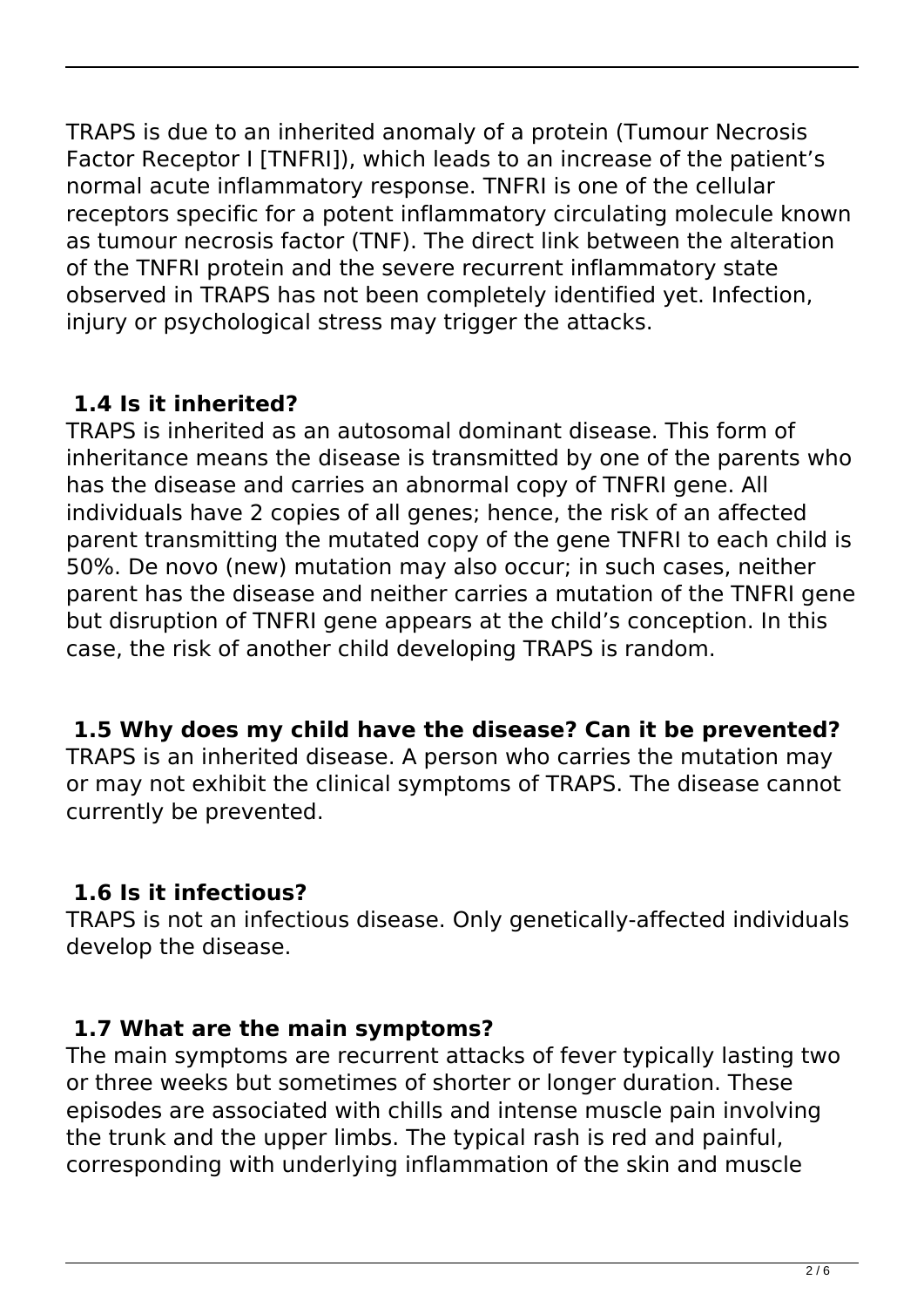TRAPS is due to an inherited anomaly of a protein (Tumour Necrosis Factor Receptor I [TNFRI]), which leads to an increase of the patient's normal acute inflammatory response. TNFRI is one of the cellular receptors specific for a potent inflammatory circulating molecule known as tumour necrosis factor (TNF). The direct link between the alteration of the TNFRI protein and the severe recurrent inflammatory state observed in TRAPS has not been completely identified yet. Infection, injury or psychological stress may trigger the attacks.

### 1.4 Is it inherited?

TRAPS is inherited as an autosomal dominant disease. This form of inheritance means the disease is transmitted by one of the parents who has the disease and carries an abnormal copy of TNFRI gene. All individuals have 2 copies of all genes; hence, the risk of an affected parent transmitting the mutated copy of the gene TNFRI to each child is 50%. De novo (new) mutation may also occur; in such cases, neither parent has the disease and neither carries a mutation of the TNFRI gene but disruption of TNFRI gene appears at the child's conception. In this case, the risk of another child developing TRAPS is random.

### 1.5 Why does my child have the disease? Can it be prevented?

TRAPS is an inherited disease. A person who carries the mutation may or may not exhibit the clinical symptoms of TRAPS. The disease cannot currently be prevented.

### 1.6 Is it infectious?

TRAPS is not an infectious disease. Only genetically-affected individuals develop the disease.

### 1.7 What are the main symptoms?

The main symptoms are recurrent attacks of fever typically lasting two or three weeks but sometimes of shorter or longer duration. These episodes are associated with chills and intense muscle pain involving the trunk and the upper limbs. The typical rash is red and painful, corresponding with underlying inflammation of the skin and muscle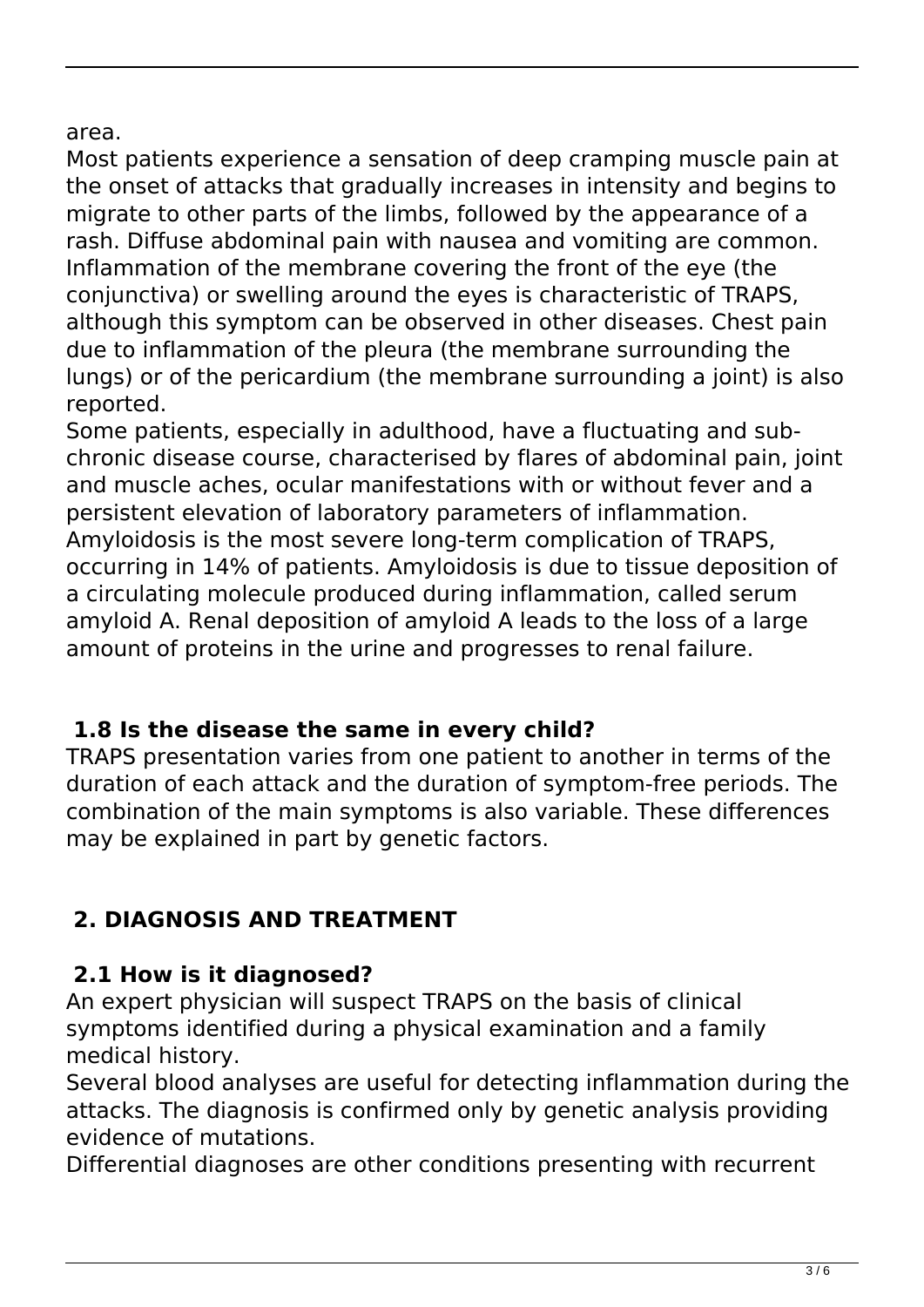area.

Most patients experience a sensation of deep cramping muscle pain at the onset of attacks that gradually increases in intensity and begins to migrate to other parts of the limbs, followed by the appearance of a rash. Diffuse abdominal pain with nausea and vomiting are common. Inflammation of the membrane covering the front of the eye (the conjunctiva) or swelling around the eyes is characteristic of TRAPS, although this symptom can be observed in other diseases. Chest pain due to inflammation of the pleura (the membrane surrounding the lungs) or of the pericardium (the membrane surrounding a joint) is also reported.

Some patients, especially in adulthood, have a fluctuating and sub-chronic disease course, characterised by flares of abdominal pain, joint and muscle aches, ocular manifestations with or without fever and a persistent elevation of laboratory parameters of inflammation.

Amyloidosis is the most severe long-term complication of TRAPS, occurring in 14% of patients. Amyloidosis is due to tissue deposition of a circulating molecule produced during inflammation, called serum amyloid A. Renal deposition of amyloid A leads to the loss of a large amount of proteins in the urine and progresses to renal failure.

### 1.8 Is the disease the same in every child?

TRAPS presentation varies from one patient to another in terms of the duration of each attack and the duration of symptom-free periods. The combination of the main symptoms is also variable. These differences may be explained in part by genetic factors.

## 2. DIAGNOSIS AND TREATMENT

### 2.1 How is it diagnosed?

An expert physician will suspect TRAPS on the basis of clinical symptoms identified during a physical examination and a family medical history.

Several blood analyses are useful for detecting inflammation during the attacks. The diagnosis is confirmed only by genetic analysis providing evidence of mutations.

Differential diagnoses are other conditions presenting with recurrent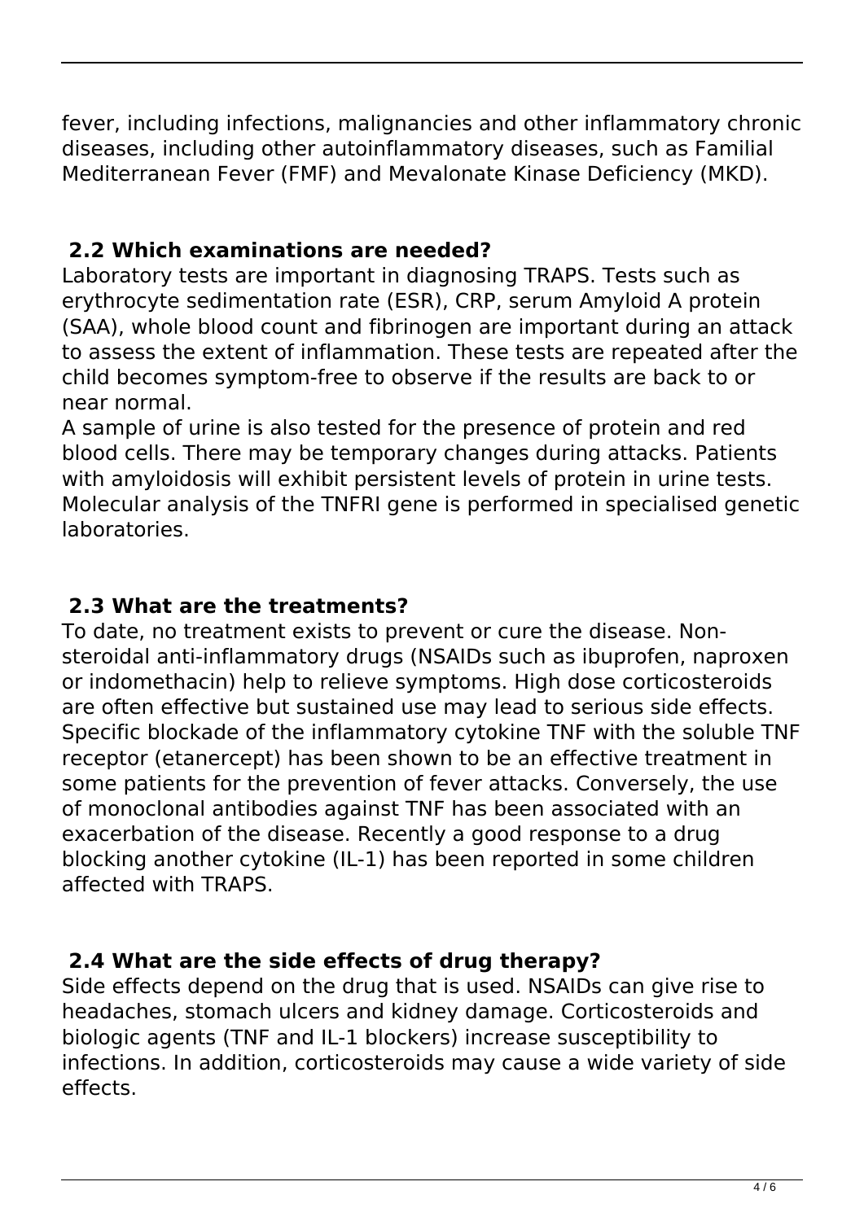fever, including infections, malignancies and other inflammatory chronic diseases, including other autoinflammatory diseases, such as Familial Mediterranean Fever (FMF) and Mevalonate Kinase Deficiency (MKD).

## 2.2 Which examinations are needed?

Laboratory tests are important in diagnosing TRAPS. Tests such as erythrocyte sedimentation rate (ESR), CRP, serum Amyloid A protein (SAA), whole blood count and fibrinogen are important during an attack to assess the extent of inflammation. These tests are repeated after the child becomes symptom-free to observe if the results are back to or near normal.

A sample of urine is also tested for the presence of protein and red blood cells. There may be temporary changes during attacks. Patients with amyloidosis will exhibit persistent levels of protein in urine tests. Molecular analysis of the TNFRI gene is performed in specialised genetic laboratories.

## 2.3 What are the treatments?

To date, no treatment exists to prevent or cure the disease. Non-steroidal anti-inflammatory drugs (NSAIDs such as ibuprofen, naproxen or indomethacin) help to relieve symptoms. High dose corticosteroids are often effective but sustained use may lead to serious side effects. Specific blockade of the inflammatory cytokine TNF with the soluble TNF receptor (etanercept) has been shown to be an effective treatment in some patients for the prevention of fever attacks. Conversely, the use of monoclonal antibodies against TNF has been associated with an exacerbation of the disease. Recently a good response to a drug blocking another cytokine (IL-1) has been reported in some children affected with TRAPS.

## 2.4 What are the side effects of drug therapy?

Side effects depend on the drug that is used. NSAIDs can give rise to headaches, stomach ulcers and kidney damage. Corticosteroids and biologic agents (TNF and IL-1 blockers) increase susceptibility to infections. In addition, corticosteroids may cause a wide variety of side effects.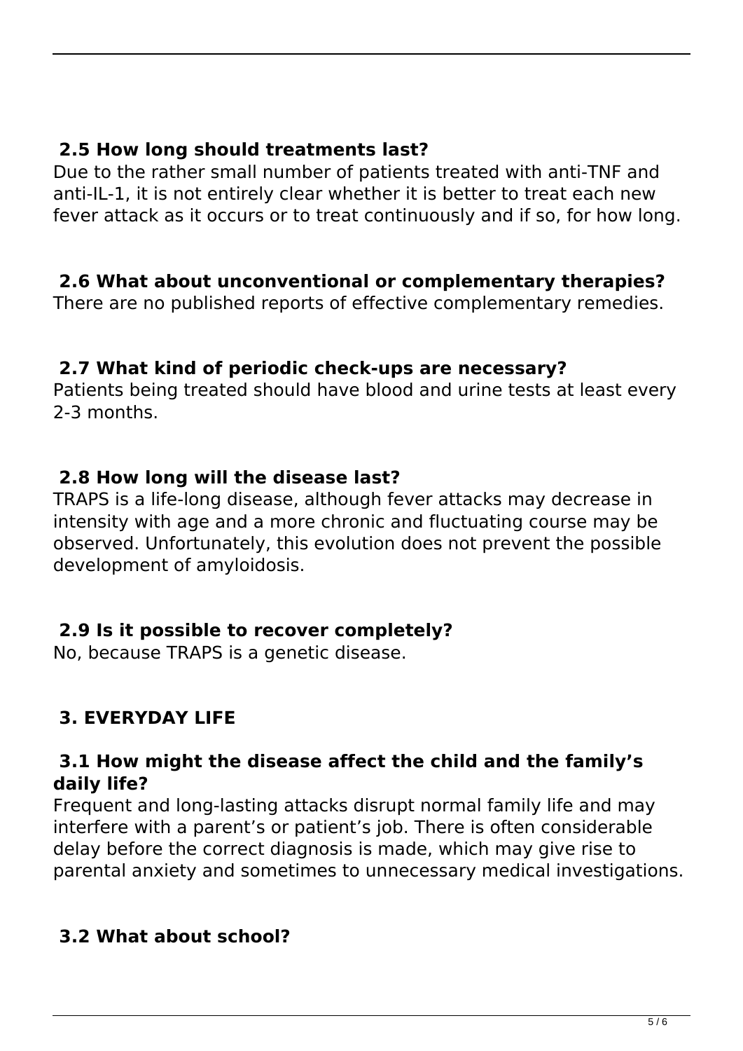### 2.5 How long should treatments last?

Due to the rather small number of patients treated with anti-TNF and anti-IL-1, it is not entirely clear whether it is better to treat each new fever attack as it occurs or to treat continuously and if so, for how long.

### 2.6 What about unconventional or complementary therapies?

There are no published reports of effective complementary remedies.

### 2.7 What kind of periodic check-ups are necessary?

Patients being treated should have blood and urine tests at least every 2-3 months.

### 2.8 How long will the disease last?

TRAPS is a life-long disease, although fever attacks may decrease in intensity with age and a more chronic and fluctuating course may be observed. Unfortunately, this evolution does not prevent the possible development of amyloidosis.

### 2.9 Is it possible to recover completely?

No, because TRAPS is a genetic disease.

## 3. EVERYDAY LIFE

### 3.1 How might the disease affect the child and the family's daily life?

Frequent and long-lasting attacks disrupt normal family life and may interfere with a parent's or patient's job. There is often considerable delay before the correct diagnosis is made, which may give rise to parental anxiety and sometimes to unnecessary medical investigations.

### 3.2 What about school?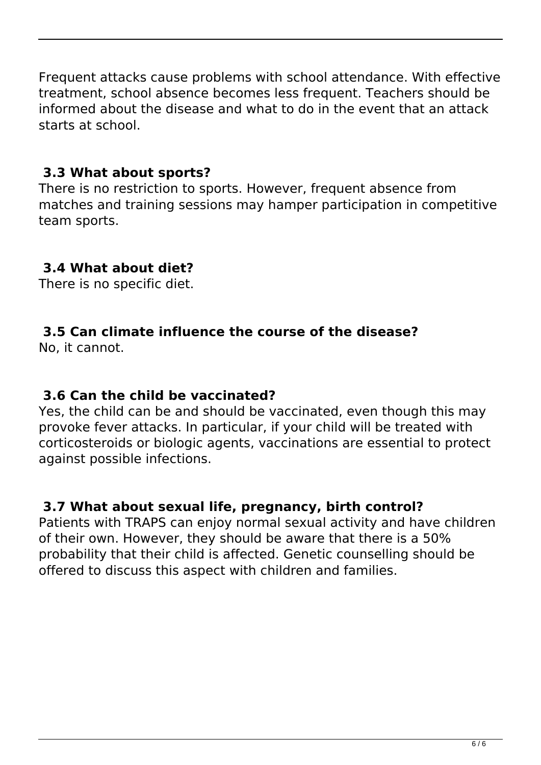Frequent attacks cause problems with school attendance. With effective treatment, school absence becomes less frequent. Teachers should be informed about the disease and what to do in the event that an attack starts at school.

### 3.3 What about sports?

There is no restriction to sports. However, frequent absence from matches and training sessions may hamper participation in competitive team sports.

### 3.4 What about diet?

There is no specific diet.

### 3.5 Can climate influence the course of the disease?

No, it cannot.

### 3.6 Can the child be vaccinated?

Yes, the child can be and should be vaccinated, even though this may provoke fever attacks. In particular, if your child will be treated with corticosteroids or biologic agents, vaccinations are essential to protect against possible infections.

### 3.7 What about sexual life, pregnancy, birth control?

Patients with TRAPS can enjoy normal sexual activity and have children of their own. However, they should be aware that there is a 50% probability that their child is affected. Genetic counselling should be offered to discuss this aspect with children and families.